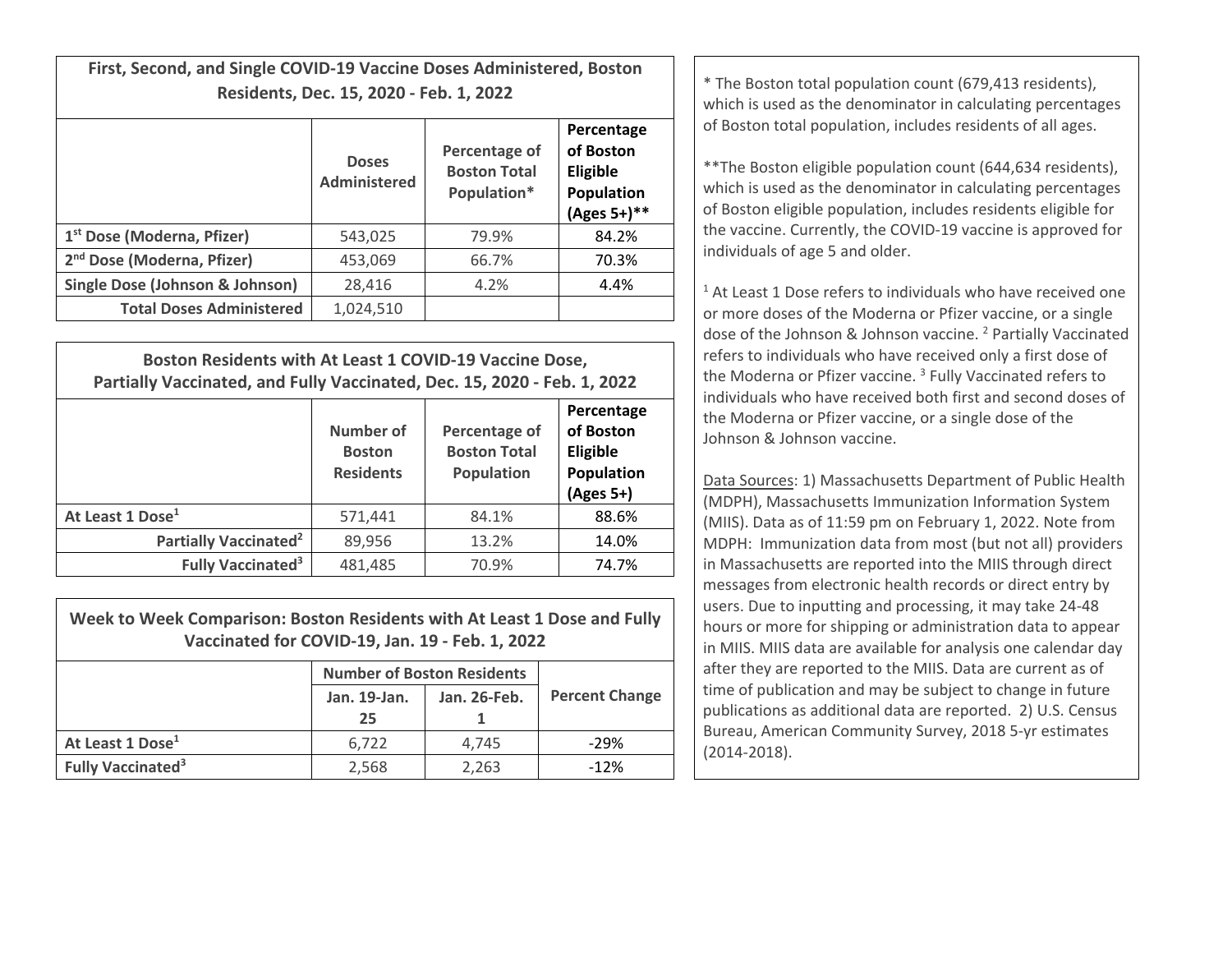| First, Second, and Single COVID-19 Vaccine Doses Administered, Boston Residents, Dec. 15, 2020 - Feb. 1, 2022 | | | |
|---|---|---|---|
| | **Doses Administered** | **Percentage of Boston Total Population*** | **Percentage of Boston Eligible Population (Ages 5+)**** |
| **1st Dose (Moderna, Pfizer)** | 543,025 | 79.9% | 84.2% |
| **2nd Dose (Moderna, Pfizer)** | 453,069 | 66.7% | 70.3% |
| **Single Dose (Johnson & Johnson)** | 28,416 | 4.2% | 4.4% |
| **Total Doses Administered** | 1,024,510 | | |

| Boston Residents with At Least 1 COVID-19 Vaccine Dose, Partially Vaccinated, and Fully Vaccinated, Dec. 15, 2020 - Feb. 1, 2022 | | | |
|---|---|---|---|
| | **Number of Boston Residents** | **Percentage of Boston Total Population** | **Percentage of Boston Eligible Population (Ages 5+)** |
| **At Least 1 Dose[1]** | 571,441 | 84.1% | 88.6% |
| **Partially Vaccinated[2]** | 89,956 | 13.2% | 14.0% |
| **Fully Vaccinated[3]** | 481,485 | 70.9% | 74.7% |

| Week to Week Comparison: Boston Residents with At Least 1 Dose and Fully Vaccinated for COVID-19, Jan. 19 - Feb. 1, 2022 | | | |
|---|---|---|---|
| | **Number of Boston Residents** | | **Percent Change** |
| | **Jan. 19-Jan. 25** | **Jan. 26-Feb. 1** | |
| **At Least 1 Dose[1]** | 6,722 | 4,745 | -29% |
| **Fully Vaccinated[3]** | 2,568 | 2,263 | -12% |

* The Boston total population count (679,413 residents), which is used as the denominator in calculating percentages of Boston total population, includes residents of all ages.

**The Boston eligible population count (644,634 residents), which is used as the denominator in calculating percentages of Boston eligible population, includes residents eligible for the vaccine. Currently, the COVID-19 vaccine is approved for individuals of age 5 and older.

[1] At Least 1 Dose refers to individuals who have received one or more doses of the Moderna or Pfizer vaccine, or a single dose of the Johnson & Johnson vaccine. [2] Partially Vaccinated refers to individuals who have received only a first dose of the Moderna or Pfizer vaccine. [3] Fully Vaccinated refers to individuals who have received both first and second doses of the Moderna or Pfizer vaccine, or a single dose of the Johnson & Johnson vaccine.

Data Sources: 1) Massachusetts Department of Public Health (MDPH), Massachusetts Immunization Information System (MIIS). Data as of 11:59 pm on February 1, 2022. Note from MDPH: Immunization data from most (but not all) providers in Massachusetts are reported into the MIIS through direct messages from electronic health records or direct entry by users. Due to inputting and processing, it may take 24-48 hours or more for shipping or administration data to appear in MIIS. MIIS data are available for analysis one calendar day after they are reported to the MIIS. Data are current as of time of publication and may be subject to change in future publications as additional data are reported. 2) U.S. Census Bureau, American Community Survey, 2018 5-yr estimates (2014-2018).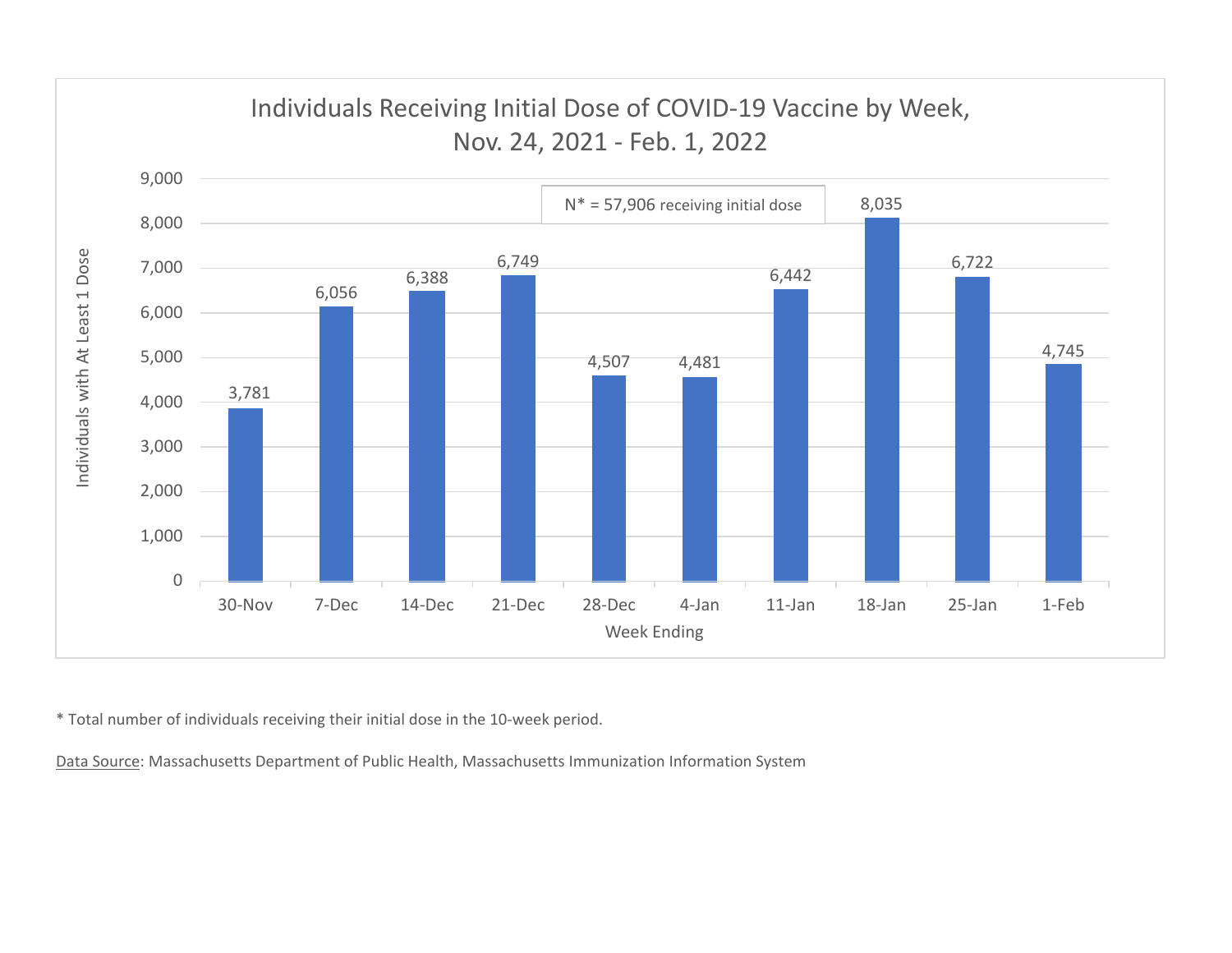## Individuals Receiving Initial Dose of COVID-19 Vaccine by Week, Nov. 24, 2021 - Feb. 1, 2022

N* = 57,906 receiving initial dose

| Week Ending | Individuals with At Least 1 Dose |
|---|---|
| 30-Nov | 3,781 |
| 7-Dec | 6,056 |
| 14-Dec | 6,388 |
| 21-Dec | 6,749 |
| 28-Dec | 4,507 |
| 4-Jan | 4,481 |
| 11-Jan | 6,442 |
| 18-Jan | 8,035 |
| 25-Jan | 6,722 |
| 1-Feb | 4,745 |

* Total number of individuals receiving their initial dose in the 10-week period.

Data Source: Massachusetts Department of Public Health, Massachusetts Immunization Information System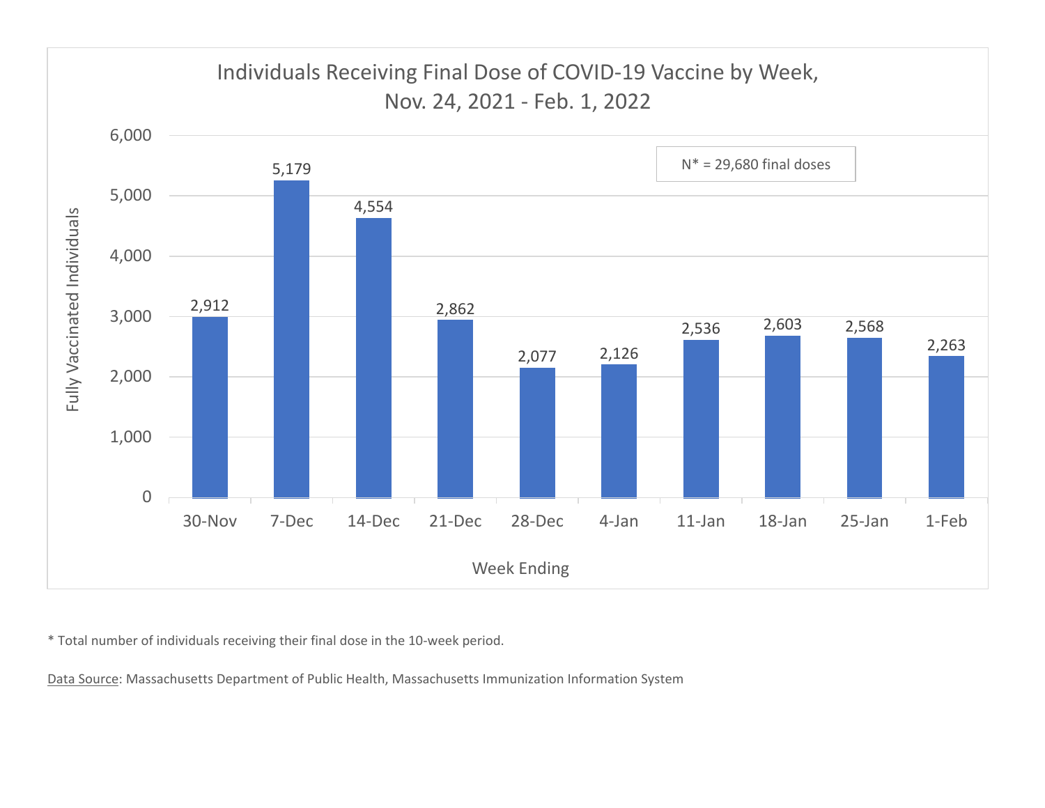## Individuals Receiving Final Dose of COVID-19 Vaccine by Week, Nov. 24, 2021 - Feb. 1, 2022

N* = 29,680 final doses

| Week Ending | Fully Vaccinated Individuals |
|---|---|
| 30-Nov | 2,912 |
| 7-Dec | 5,179 |
| 14-Dec | 4,554 |
| 21-Dec | 2,862 |
| 28-Dec | 2,077 |
| 4-Jan | 2,126 |
| 11-Jan | 2,536 |
| 18-Jan | 2,603 |
| 25-Jan | 2,568 |
| 1-Feb | 2,263 |

\* Total number of individuals receiving their final dose in the 10-week period.

Data Source: Massachusetts Department of Public Health, Massachusetts Immunization Information System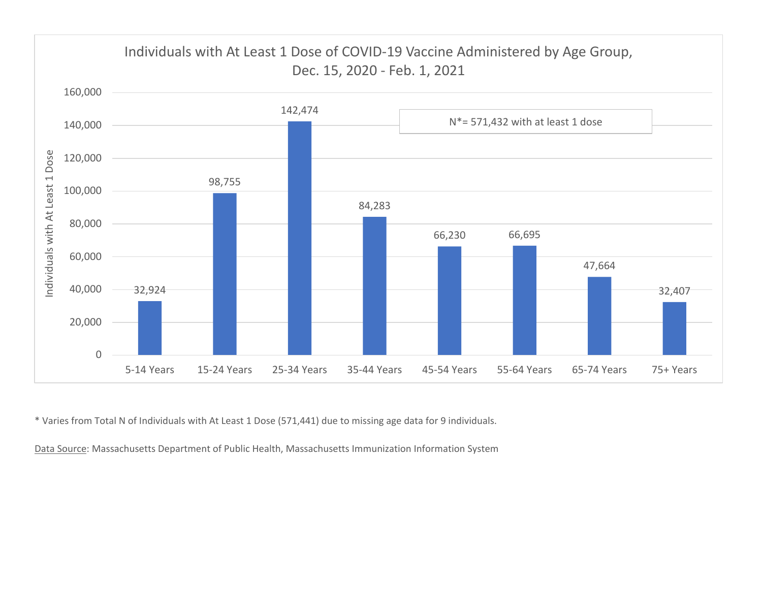## Individuals with At Least 1 Dose of COVID-19 Vaccine Administered by Age Group, Dec. 15, 2020 - Feb. 1, 2021

N*= 571,432 with at least 1 dose

| Age Group | Individuals with At Least 1 Dose |
|---|---|
| 5-14 Years | 32,924 |
| 15-24 Years | 98,755 |
| 25-34 Years | 142,474 |
| 35-44 Years | 84,283 |
| 45-54 Years | 66,230 |
| 55-64 Years | 66,695 |
| 65-74 Years | 47,664 |
| 75+ Years | 32,407 |

* Varies from Total N of Individuals with At Least 1 Dose (571,441) due to missing age data for 9 individuals.

Data Source: Massachusetts Department of Public Health, Massachusetts Immunization Information System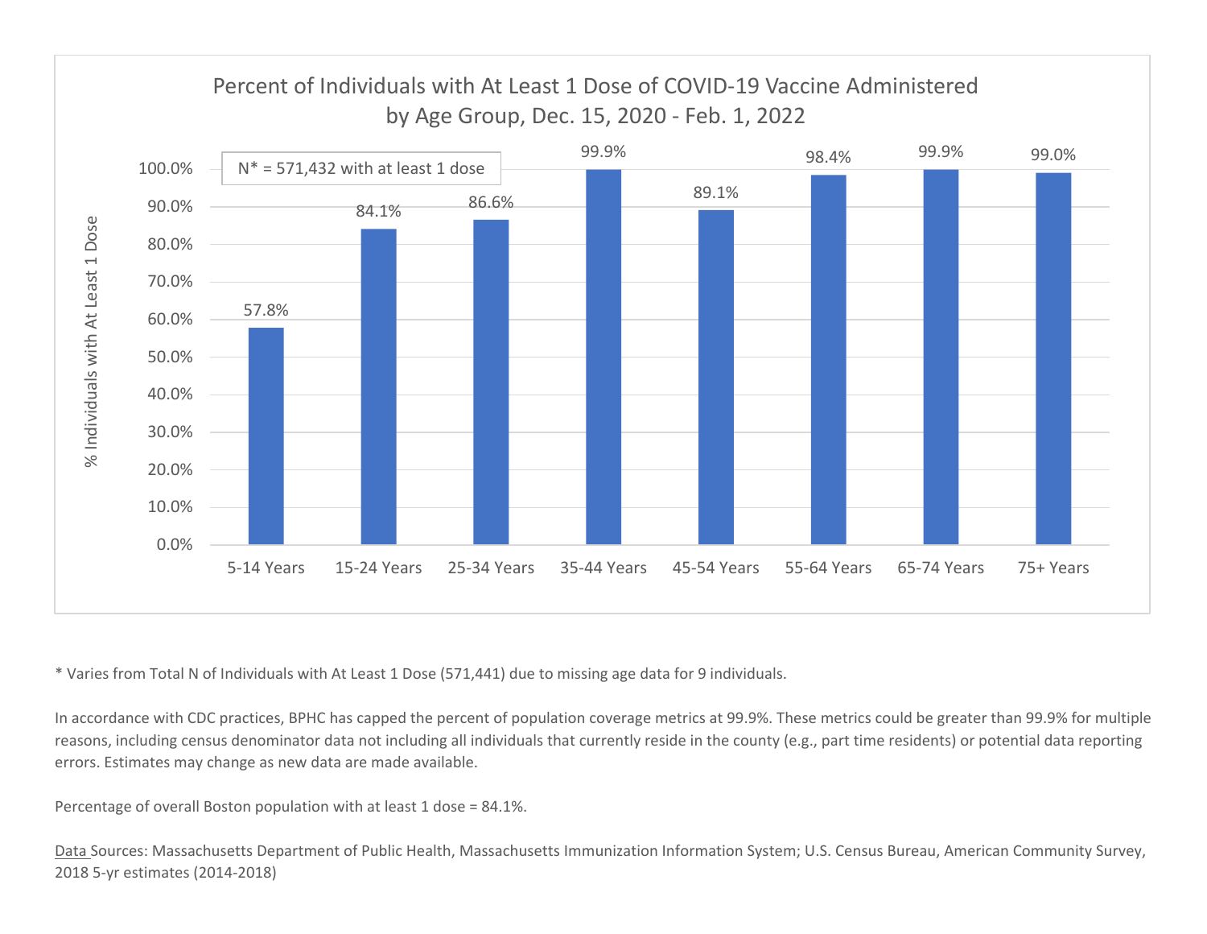## Percent of Individuals with At Least 1 Dose of COVID-19 Vaccine Administered by Age Group, Dec. 15, 2020 - Feb. 1, 2022

N* = 571,432 with at least 1 dose

| Age Group | % Individuals with At Least 1 Dose |
| --- | --- |
| 5-14 Years | 57.8% |
| 15-24 Years | 84.1% |
| 25-34 Years | 86.6% |
| 35-44 Years | 99.9% |
| 45-54 Years | 89.1% |
| 55-64 Years | 98.4% |
| 65-74 Years | 99.9% |
| 75+ Years | 99.0% |

* Varies from Total N of Individuals with At Least 1 Dose (571,441) due to missing age data for 9 individuals.

In accordance with CDC practices, BPHC has capped the percent of population coverage metrics at 99.9%. These metrics could be greater than 99.9% for multiple reasons, including census denominator data not including all individuals that currently reside in the county (e.g., part time residents) or potential data reporting errors. Estimates may change as new data are made available.

Percentage of overall Boston population with at least 1 dose = 84.1%.

Data Sources: Massachusetts Department of Public Health, Massachusetts Immunization Information System; U.S. Census Bureau, American Community Survey, 2018 5-yr estimates (2014-2018)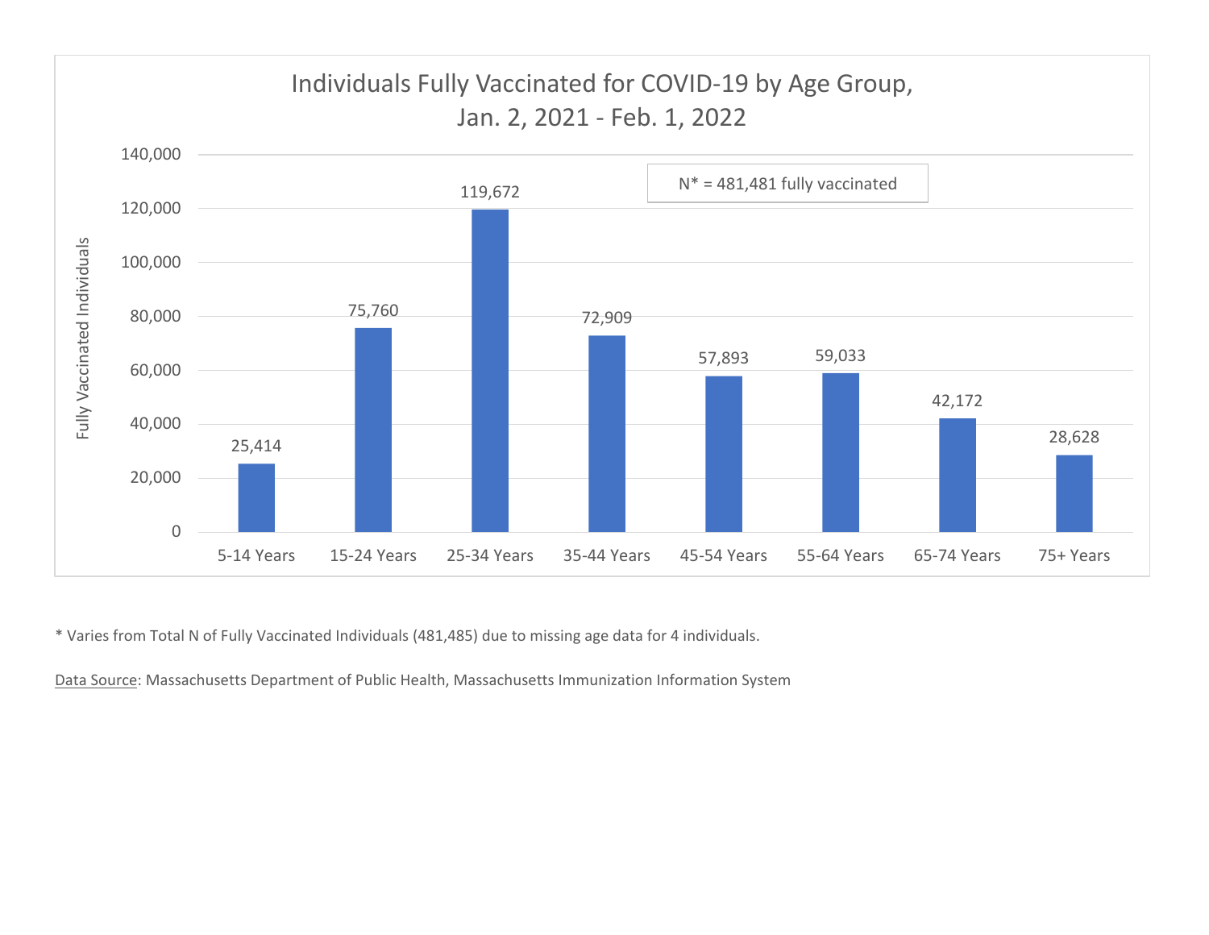## Individuals Fully Vaccinated for COVID-19 by Age Group, Jan. 2, 2021 - Feb. 1, 2022

N* = 481,481 fully vaccinated

| Age Group | Fully Vaccinated Individuals |
|---|---|
| 5-14 Years | 25,414 |
| 15-24 Years | 75,760 |
| 25-34 Years | 119,672 |
| 35-44 Years | 72,909 |
| 45-54 Years | 57,893 |
| 55-64 Years | 59,033 |
| 65-74 Years | 42,172 |
| 75+ Years | 28,628 |

* Varies from Total N of Fully Vaccinated Individuals (481,485) due to missing age data for 4 individuals.

Data Source: Massachusetts Department of Public Health, Massachusetts Immunization Information System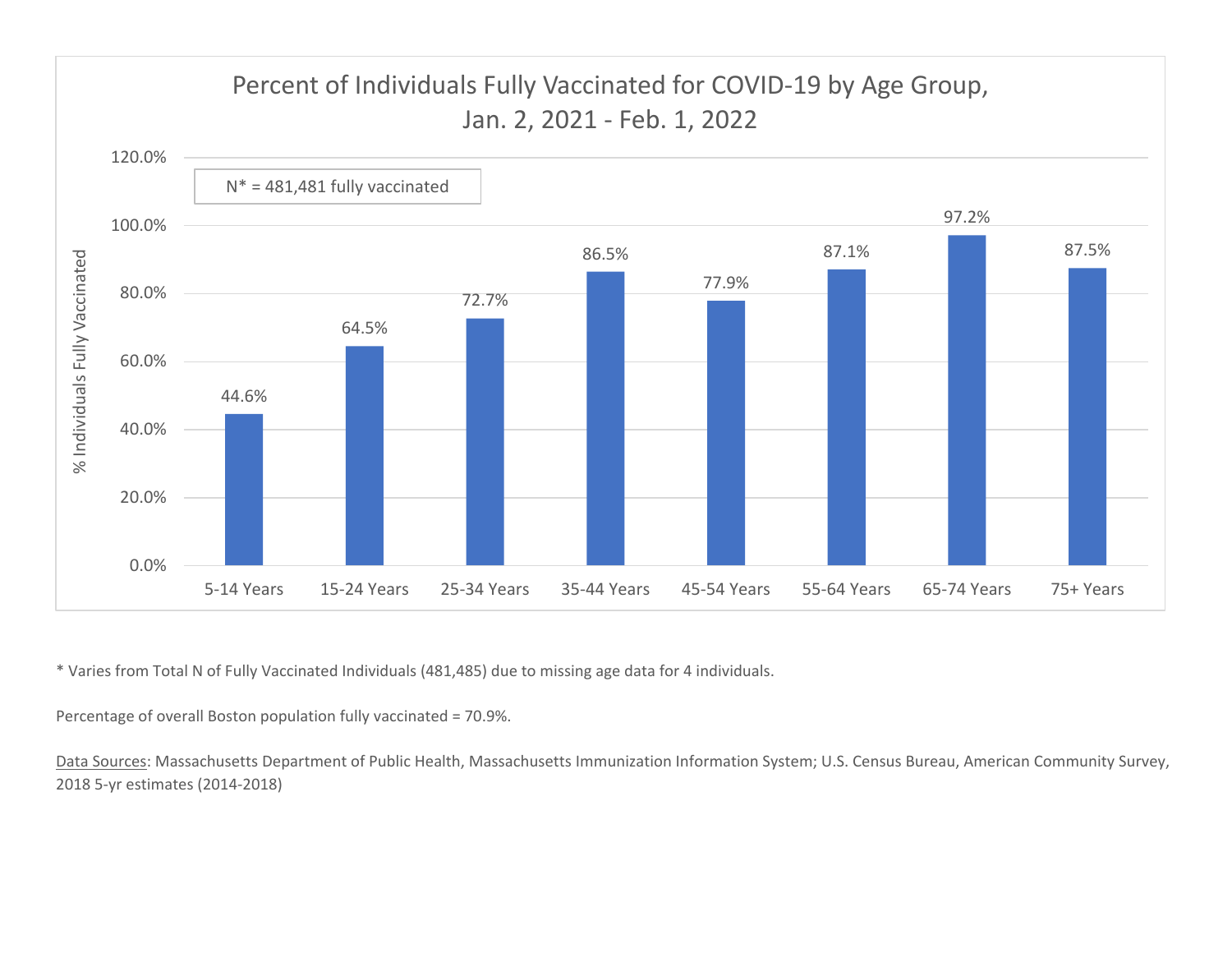## Percent of Individuals Fully Vaccinated for COVID-19 by Age Group, Jan. 2, 2021 - Feb. 1, 2022

N* = 481,481 fully vaccinated

| Age Group | % Individuals Fully Vaccinated |
|---|---|
| 5-14 Years | 44.6% |
| 15-24 Years | 64.5% |
| 25-34 Years | 72.7% |
| 35-44 Years | 86.5% |
| 45-54 Years | 77.9% |
| 55-64 Years | 87.1% |
| 65-74 Years | 97.2% |
| 75+ Years | 87.5% |

* Varies from Total N of Fully Vaccinated Individuals (481,485) due to missing age data for 4 individuals.

Percentage of overall Boston population fully vaccinated = 70.9%.

Data Sources: Massachusetts Department of Public Health, Massachusetts Immunization Information System; U.S. Census Bureau, American Community Survey, 2018 5-yr estimates (2014-2018)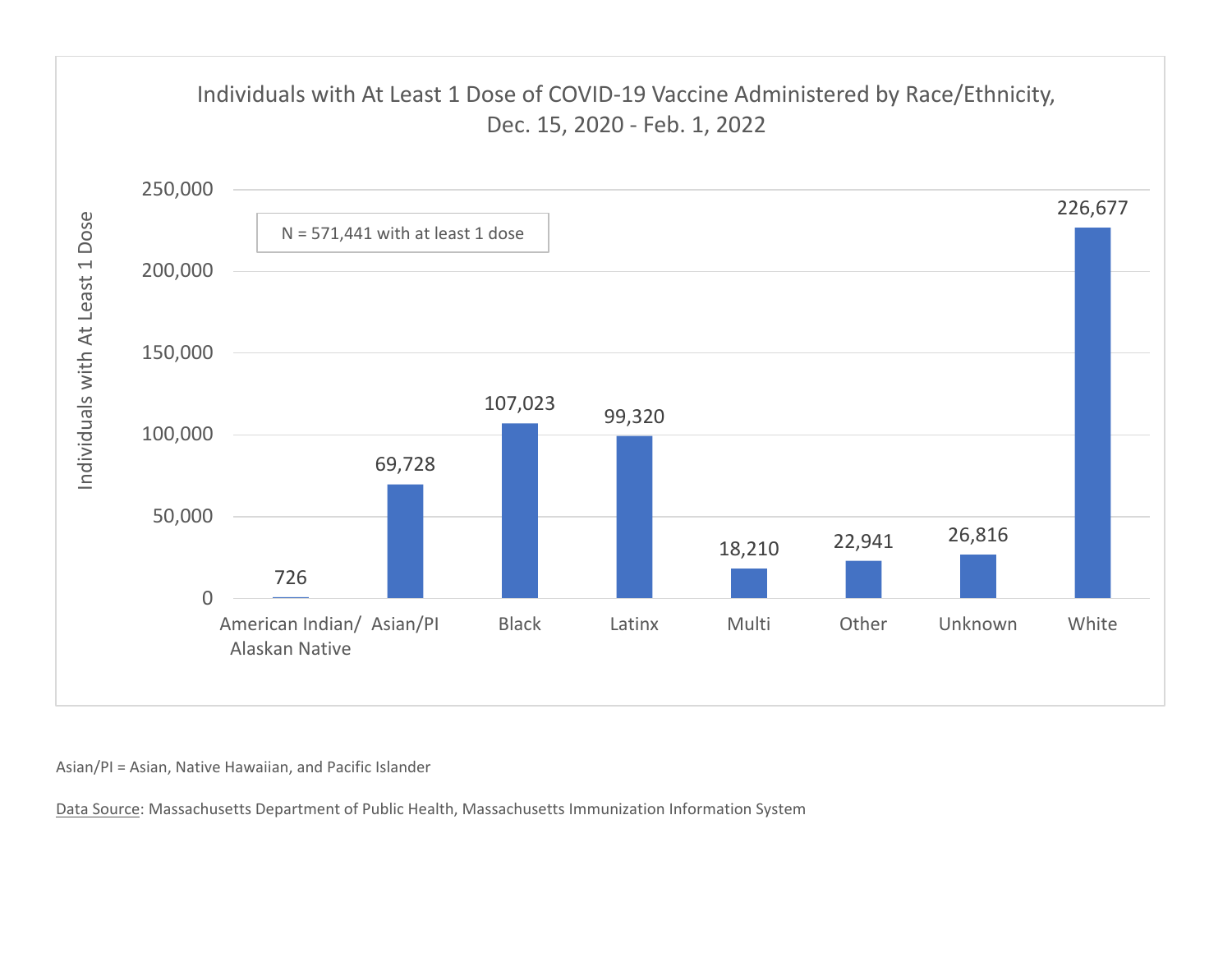**Individuals with At Least 1 Dose of COVID-19 Vaccine Administered by Race/Ethnicity, Dec. 15, 2020 - Feb. 1, 2022**

N = 571,441 with at least 1 dose

| Race/Ethnicity | Individuals with At Least 1 Dose |
|---|---|
| American Indian/ Alaskan Native | 726 |
| Asian/PI | 69,728 |
| Black | 107,023 |
| Latinx | 99,320 |
| Multi | 18,210 |
| Other | 22,941 |
| Unknown | 26,816 |
| White | 226,677 |

Asian/PI = Asian, Native Hawaiian, and Pacific Islander

Data Source: Massachusetts Department of Public Health, Massachusetts Immunization Information System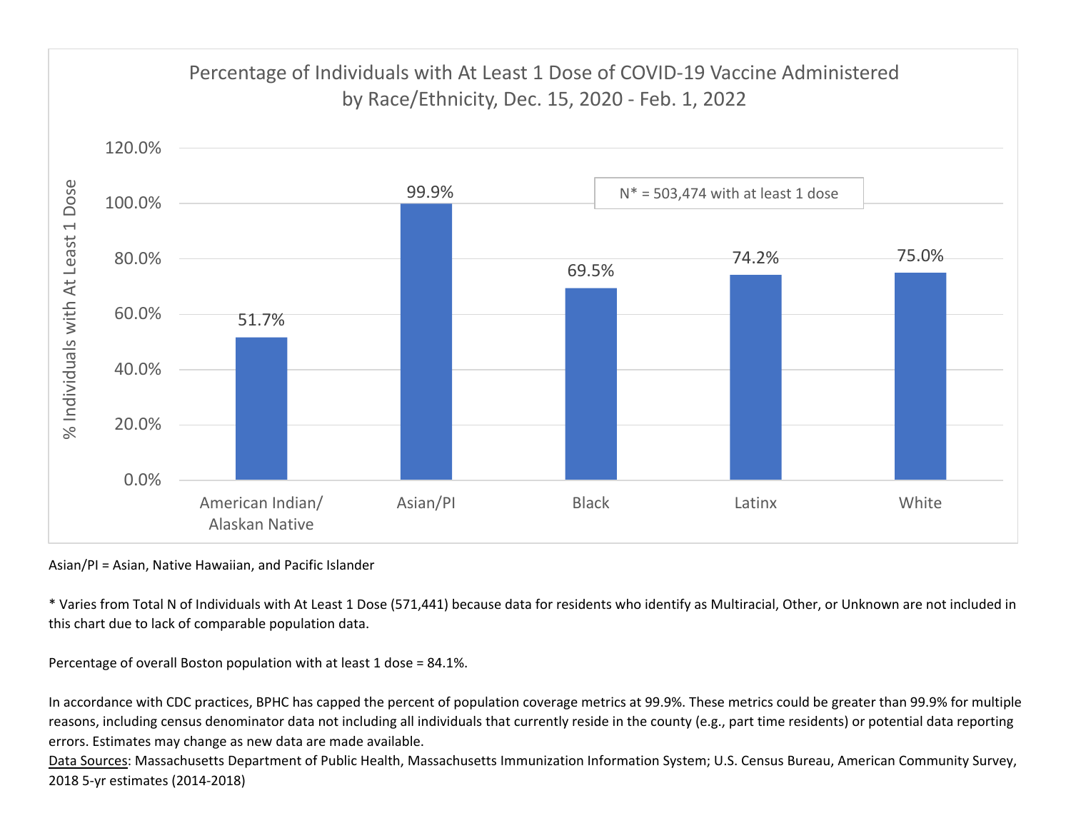## Percentage of Individuals with At Least 1 Dose of COVID-19 Vaccine Administered by Race/Ethnicity, Dec. 15, 2020 - Feb. 1, 2022

N* = 503,474 with at least 1 dose

| Race/Ethnicity | % Individuals with At Least 1 Dose |
|---|---|
| American Indian/ Alaskan Native | 51.7% |
| Asian/PI | 99.9% |
| Black | 69.5% |
| Latinx | 74.2% |
| White | 75.0% |

Asian/PI = Asian, Native Hawaiian, and Pacific Islander

* Varies from Total N of Individuals with At Least 1 Dose (571,441) because data for residents who identify as Multiracial, Other, or Unknown are not included in this chart due to lack of comparable population data.

Percentage of overall Boston population with at least 1 dose = 84.1%.

In accordance with CDC practices, BPHC has capped the percent of population coverage metrics at 99.9%. These metrics could be greater than 99.9% for multiple reasons, including census denominator data not including all individuals that currently reside in the county (e.g., part time residents) or potential data reporting errors. Estimates may change as new data are made available.

Data Sources: Massachusetts Department of Public Health, Massachusetts Immunization Information System; U.S. Census Bureau, American Community Survey, 2018 5-yr estimates (2014-2018)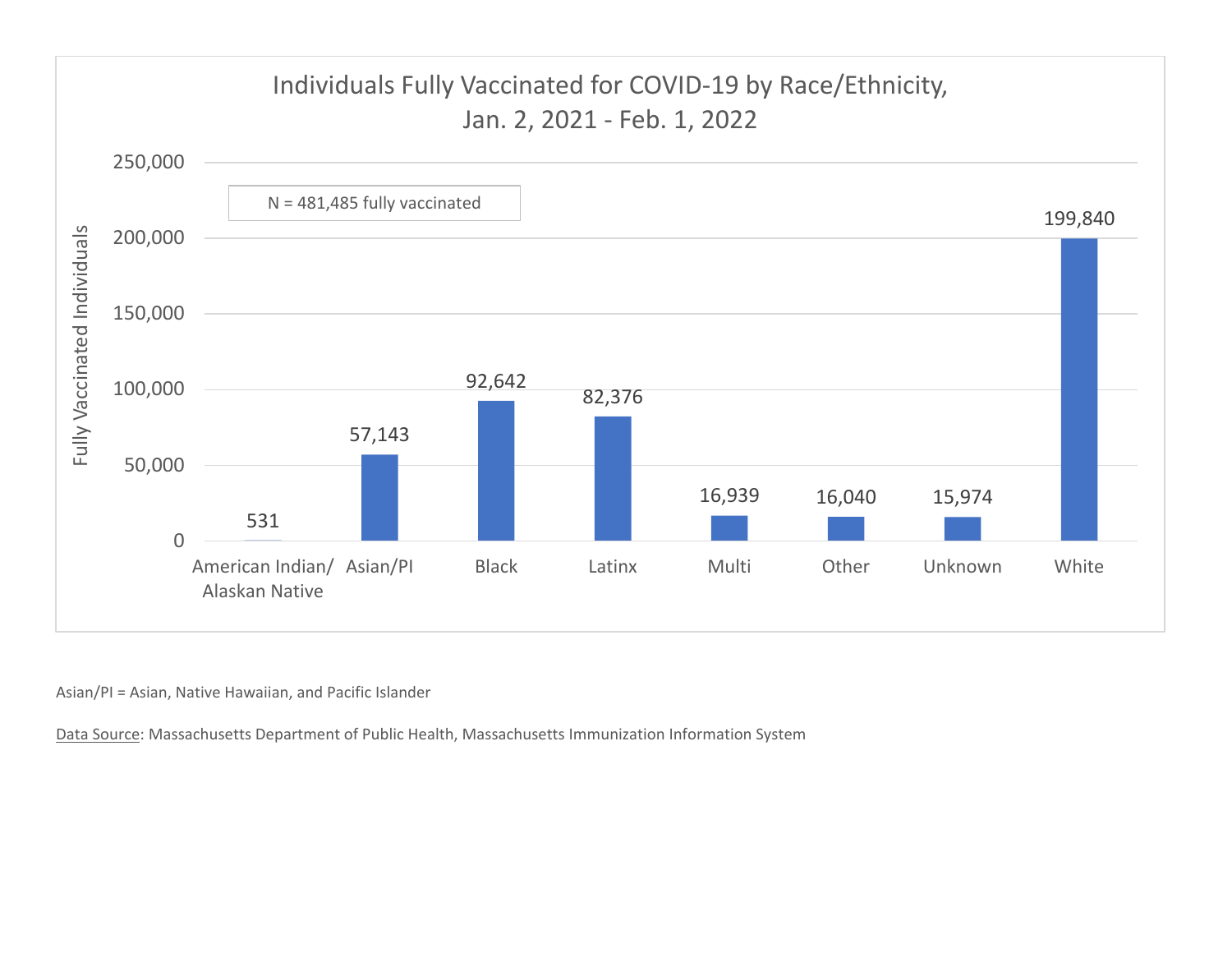## Individuals Fully Vaccinated for COVID-19 by Race/Ethnicity, Jan. 2, 2021 - Feb. 1, 2022

N = 481,485 fully vaccinated

| Race/Ethnicity | Fully Vaccinated Individuals |
| --- | --- |
| American Indian/ Alaskan Native | 531 |
| Asian/PI | 57,143 |
| Black | 92,642 |
| Latinx | 82,376 |
| Multi | 16,939 |
| Other | 16,040 |
| Unknown | 15,974 |
| White | 199,840 |

Asian/PI = Asian, Native Hawaiian, and Pacific Islander

Data Source: Massachusetts Department of Public Health, Massachusetts Immunization Information System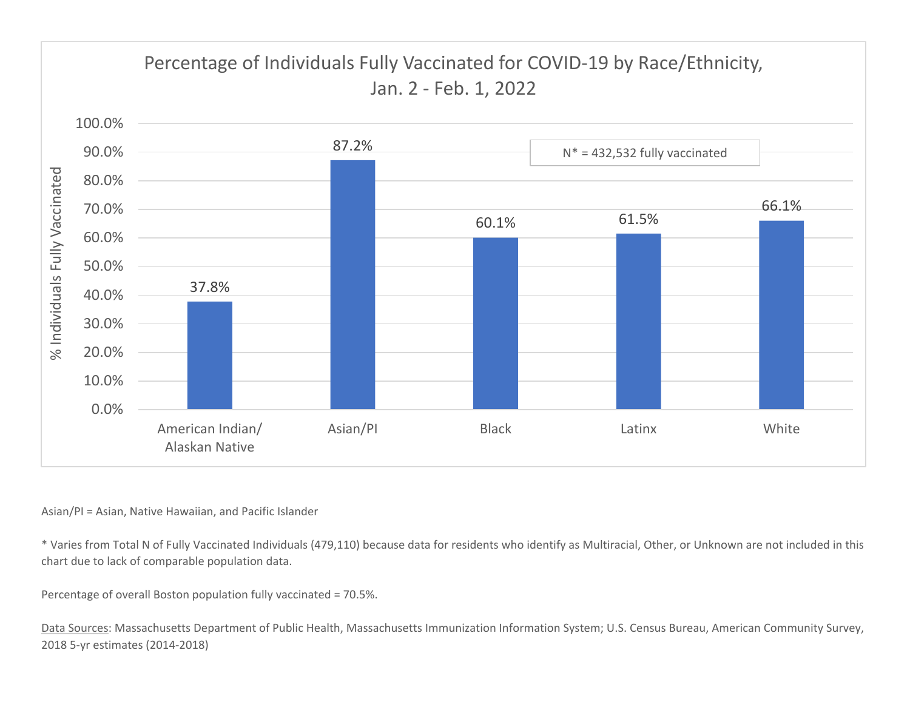## Percentage of Individuals Fully Vaccinated for COVID-19 by Race/Ethnicity, Jan. 2 - Feb. 1, 2022

N* = 432,532 fully vaccinated

| Race/Ethnicity | % Individuals Fully Vaccinated |
| --- | --- |
| American Indian/ Alaskan Native | 37.8% |
| Asian/PI | 87.2% |
| Black | 60.1% |
| Latinx | 61.5% |
| White | 66.1% |

Asian/PI = Asian, Native Hawaiian, and Pacific Islander

* Varies from Total N of Fully Vaccinated Individuals (479,110) because data for residents who identify as Multiracial, Other, or Unknown are not included in this chart due to lack of comparable population data.

Percentage of overall Boston population fully vaccinated = 70.5%.

Data Sources: Massachusetts Department of Public Health, Massachusetts Immunization Information System; U.S. Census Bureau, American Community Survey, 2018 5-yr estimates (2014-2018)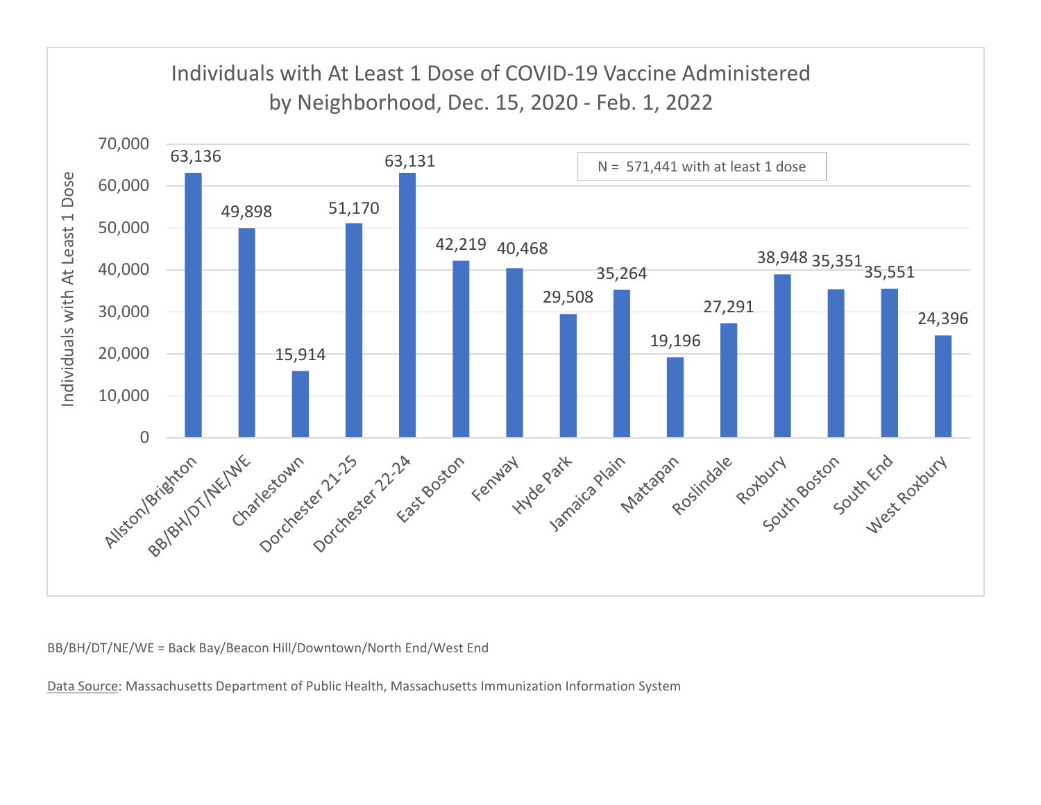## Individuals with At Least 1 Dose of COVID-19 Vaccine Administered by Neighborhood, Dec. 15, 2020 - Feb. 1, 2022

N = 571,441 with at least 1 dose

| Neighborhood | Individuals with At Least 1 Dose |
| --- | --- |
| Allston/Brighton | 63,136 |
| BB/BH/DT/NE/WE | 49,898 |
| Charlestown | 15,914 |
| Dorchester 21-25 | 51,170 |
| Dorchester 22-24 | 63,131 |
| East Boston | 42,219 |
| Fenway | 40,468 |
| Hyde Park | 29,508 |
| Jamaica Plain | 35,264 |
| Mattapan | 19,196 |
| Roslindale | 27,291 |
| Roxbury | 38,948 |
| South Boston | 35,351 |
| South End | 35,551 |
| West Roxbury | 24,396 |

BB/BH/DT/NE/WE = Back Bay/Beacon Hill/Downtown/North End/West End

Data Source: Massachusetts Department of Public Health, Massachusetts Immunization Information System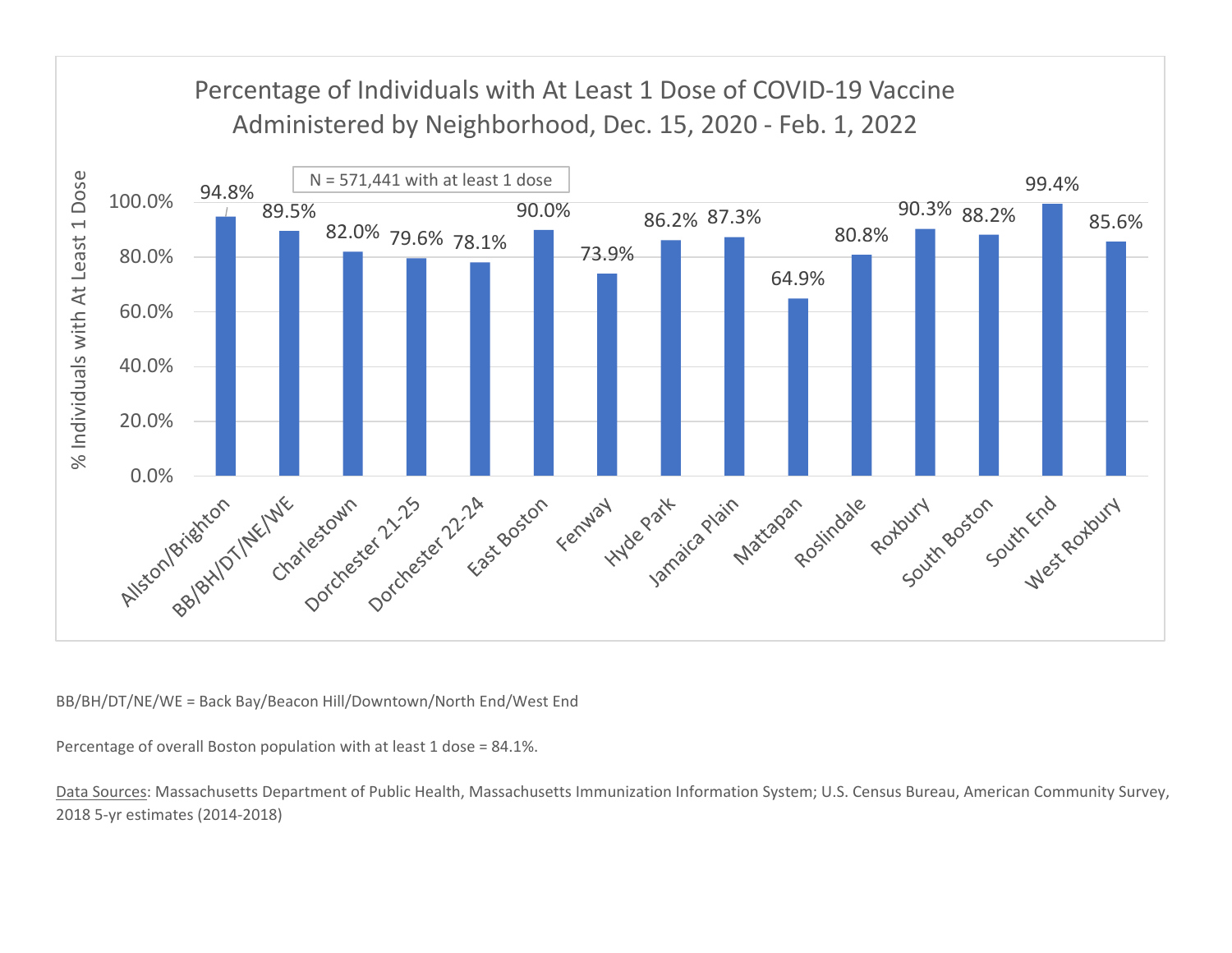## Percentage of Individuals with At Least 1 Dose of COVID-19 Vaccine Administered by Neighborhood, Dec. 15, 2020 - Feb. 1, 2022

N = 571,441 with at least 1 dose

| Neighborhood | % Individuals with At Least 1 Dose |
|---|---|
| Allston/Brighton | 94.8% |
| BB/BH/DT/NE/WE | 89.5% |
| Charlestown | 82.0% |
| Dorchester 21-25 | 79.6% |
| Dorchester 22-24 | 78.1% |
| East Boston | 90.0% |
| Fenway | 73.9% |
| Hyde Park | 86.2% |
| Jamaica Plain | 87.3% |
| Mattapan | 64.9% |
| Roslindale | 80.8% |
| Roxbury | 90.3% |
| South Boston | 88.2% |
| South End | 99.4% |
| West Roxbury | 85.6% |

BB/BH/DT/NE/WE = Back Bay/Beacon Hill/Downtown/North End/West End

Percentage of overall Boston population with at least 1 dose = 84.1%.

Data Sources: Massachusetts Department of Public Health, Massachusetts Immunization Information System; U.S. Census Bureau, American Community Survey, 2018 5-yr estimates (2014-2018)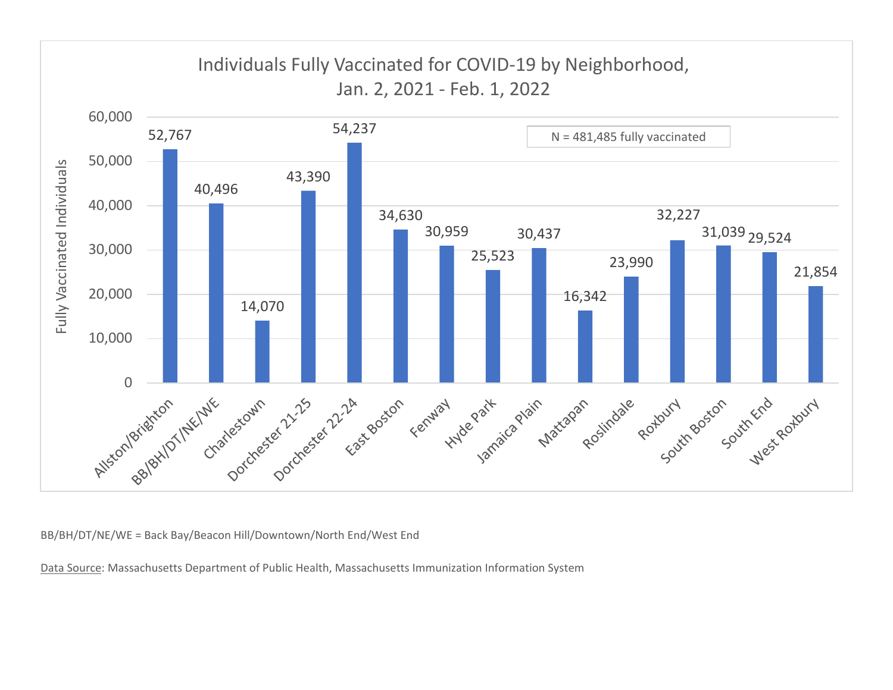## Individuals Fully Vaccinated for COVID-19 by Neighborhood, Jan. 2, 2021 - Feb. 1, 2022

N = 481,485 fully vaccinated

| Neighborhood | Fully Vaccinated Individuals |
| --- | --- |
| Allston/Brighton | 52,767 |
| BB/BH/DT/NE/WE | 40,496 |
| Charlestown | 14,070 |
| Dorchester 21-25 | 43,390 |
| Dorchester 22-24 | 54,237 |
| East Boston | 34,630 |
| Fenway | 30,959 |
| Hyde Park | 25,523 |
| Jamaica Plain | 30,437 |
| Mattapan | 16,342 |
| Roslindale | 23,990 |
| Roxbury | 32,227 |
| South Boston | 31,039 |
| South End | 29,524 |
| West Roxbury | 21,854 |

BB/BH/DT/NE/WE = Back Bay/Beacon Hill/Downtown/North End/West End

Data Source: Massachusetts Department of Public Health, Massachusetts Immunization Information System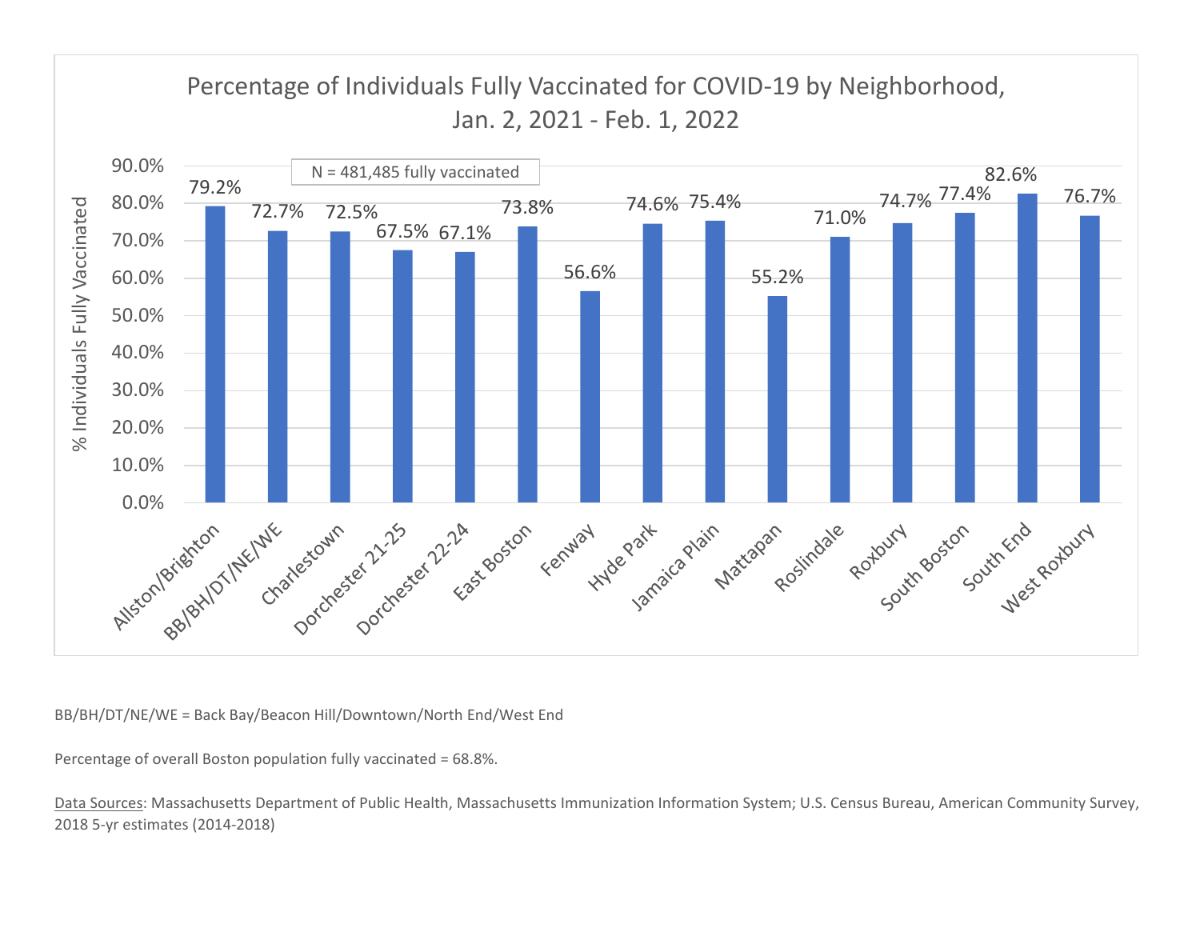## Percentage of Individuals Fully Vaccinated for COVID-19 by Neighborhood, Jan. 2, 2021 - Feb. 1, 2022

N = 481,485 fully vaccinated

| Neighborhood | % Individuals Fully Vaccinated |
|---|---|
| Allston/Brighton | 79.2% |
| BB/BH/DT/NE/WE | 72.7% |
| Charlestown | 72.5% |
| Dorchester 21-25 | 67.5% |
| Dorchester 22-24 | 67.1% |
| East Boston | 73.8% |
| Fenway | 56.6% |
| Hyde Park | 74.6% |
| Jamaica Plain | 75.4% |
| Mattapan | 55.2% |
| Roslindale | 71.0% |
| Roxbury | 74.7% |
| South Boston | 77.4% |
| South End | 82.6% |
| West Roxbury | 76.7% |

BB/BH/DT/NE/WE = Back Bay/Beacon Hill/Downtown/North End/West End

Percentage of overall Boston population fully vaccinated = 68.8%.

Data Sources: Massachusetts Department of Public Health, Massachusetts Immunization Information System; U.S. Census Bureau, American Community Survey, 2018 5-yr estimates (2014-2018)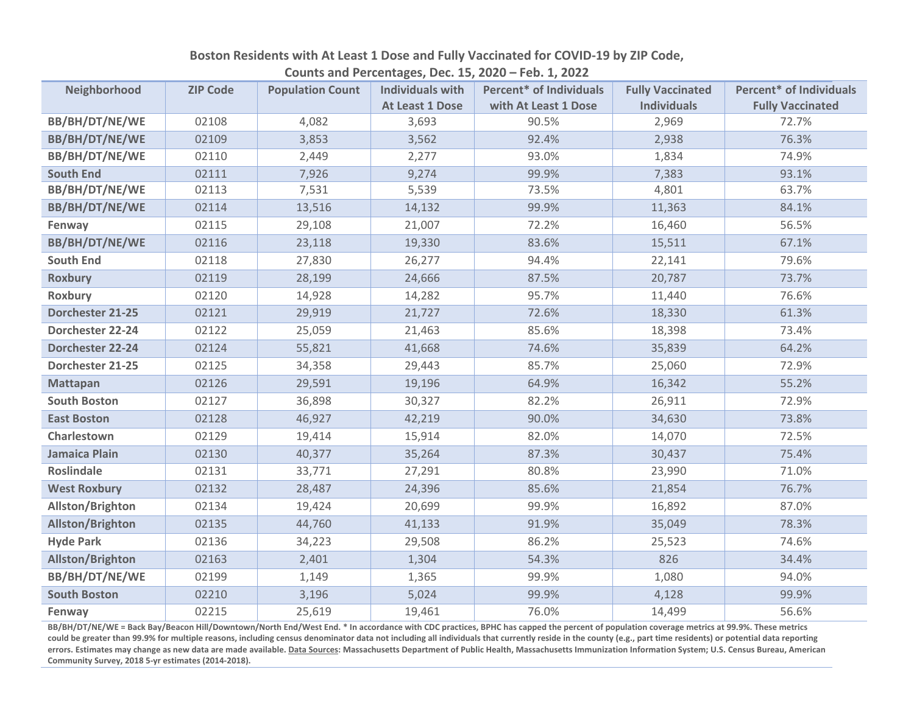## Boston Residents with At Least 1 Dose and Fully Vaccinated for COVID-19 by ZIP Code, Counts and Percentages, Dec. 15, 2020 – Feb. 1, 2022

| Neighborhood | ZIP Code | Population Count | Individuals with At Least 1 Dose | Percent* of Individuals with At Least 1 Dose | Fully Vaccinated Individuals | Percent* of Individuals Fully Vaccinated |
|---|---|---|---|---|---|---|
| **BB/BH/DT/NE/WE** | 02108 | 4,082 | 3,693 | 90.5% | 2,969 | 72.7% |
| **BB/BH/DT/NE/WE** | 02109 | 3,853 | 3,562 | 92.4% | 2,938 | 76.3% |
| **BB/BH/DT/NE/WE** | 02110 | 2,449 | 2,277 | 93.0% | 1,834 | 74.9% |
| **South End** | 02111 | 7,926 | 9,274 | 99.9% | 7,383 | 93.1% |
| **BB/BH/DT/NE/WE** | 02113 | 7,531 | 5,539 | 73.5% | 4,801 | 63.7% |
| **BB/BH/DT/NE/WE** | 02114 | 13,516 | 14,132 | 99.9% | 11,363 | 84.1% |
| **Fenway** | 02115 | 29,108 | 21,007 | 72.2% | 16,460 | 56.5% |
| **BB/BH/DT/NE/WE** | 02116 | 23,118 | 19,330 | 83.6% | 15,511 | 67.1% |
| **South End** | 02118 | 27,830 | 26,277 | 94.4% | 22,141 | 79.6% |
| **Roxbury** | 02119 | 28,199 | 24,666 | 87.5% | 20,787 | 73.7% |
| **Roxbury** | 02120 | 14,928 | 14,282 | 95.7% | 11,440 | 76.6% |
| **Dorchester 21-25** | 02121 | 29,919 | 21,727 | 72.6% | 18,330 | 61.3% |
| **Dorchester 22-24** | 02122 | 25,059 | 21,463 | 85.6% | 18,398 | 73.4% |
| **Dorchester 22-24** | 02124 | 55,821 | 41,668 | 74.6% | 35,839 | 64.2% |
| **Dorchester 21-25** | 02125 | 34,358 | 29,443 | 85.7% | 25,060 | 72.9% |
| **Mattapan** | 02126 | 29,591 | 19,196 | 64.9% | 16,342 | 55.2% |
| **South Boston** | 02127 | 36,898 | 30,327 | 82.2% | 26,911 | 72.9% |
| **East Boston** | 02128 | 46,927 | 42,219 | 90.0% | 34,630 | 73.8% |
| **Charlestown** | 02129 | 19,414 | 15,914 | 82.0% | 14,070 | 72.5% |
| **Jamaica Plain** | 02130 | 40,377 | 35,264 | 87.3% | 30,437 | 75.4% |
| **Roslindale** | 02131 | 33,771 | 27,291 | 80.8% | 23,990 | 71.0% |
| **West Roxbury** | 02132 | 28,487 | 24,396 | 85.6% | 21,854 | 76.7% |
| **Allston/Brighton** | 02134 | 19,424 | 20,699 | 99.9% | 16,892 | 87.0% |
| **Allston/Brighton** | 02135 | 44,760 | 41,133 | 91.9% | 35,049 | 78.3% |
| **Hyde Park** | 02136 | 34,223 | 29,508 | 86.2% | 25,523 | 74.6% |
| **Allston/Brighton** | 02163 | 2,401 | 1,304 | 54.3% | 826 | 34.4% |
| **BB/BH/DT/NE/WE** | 02199 | 1,149 | 1,365 | 99.9% | 1,080 | 94.0% |
| **South Boston** | 02210 | 3,196 | 5,024 | 99.9% | 4,128 | 99.9% |
| **Fenway** | 02215 | 25,619 | 19,461 | 76.0% | 14,499 | 56.6% |

**BB/BH/DT/NE/WE = Back Bay/Beacon Hill/Downtown/North End/West End. * In accordance with CDC practices, BPHC has capped the percent of population coverage metrics at 99.9%. These metrics could be greater than 99.9% for multiple reasons, including census denominator data not including all individuals that currently reside in the county (e.g., part time residents) or potential data reporting errors. Estimates may change as new data are made available. Data Sources: Massachusetts Department of Public Health, Massachusetts Immunization Information System; U.S. Census Bureau, American Community Survey, 2018 5-yr estimates (2014-2018).**